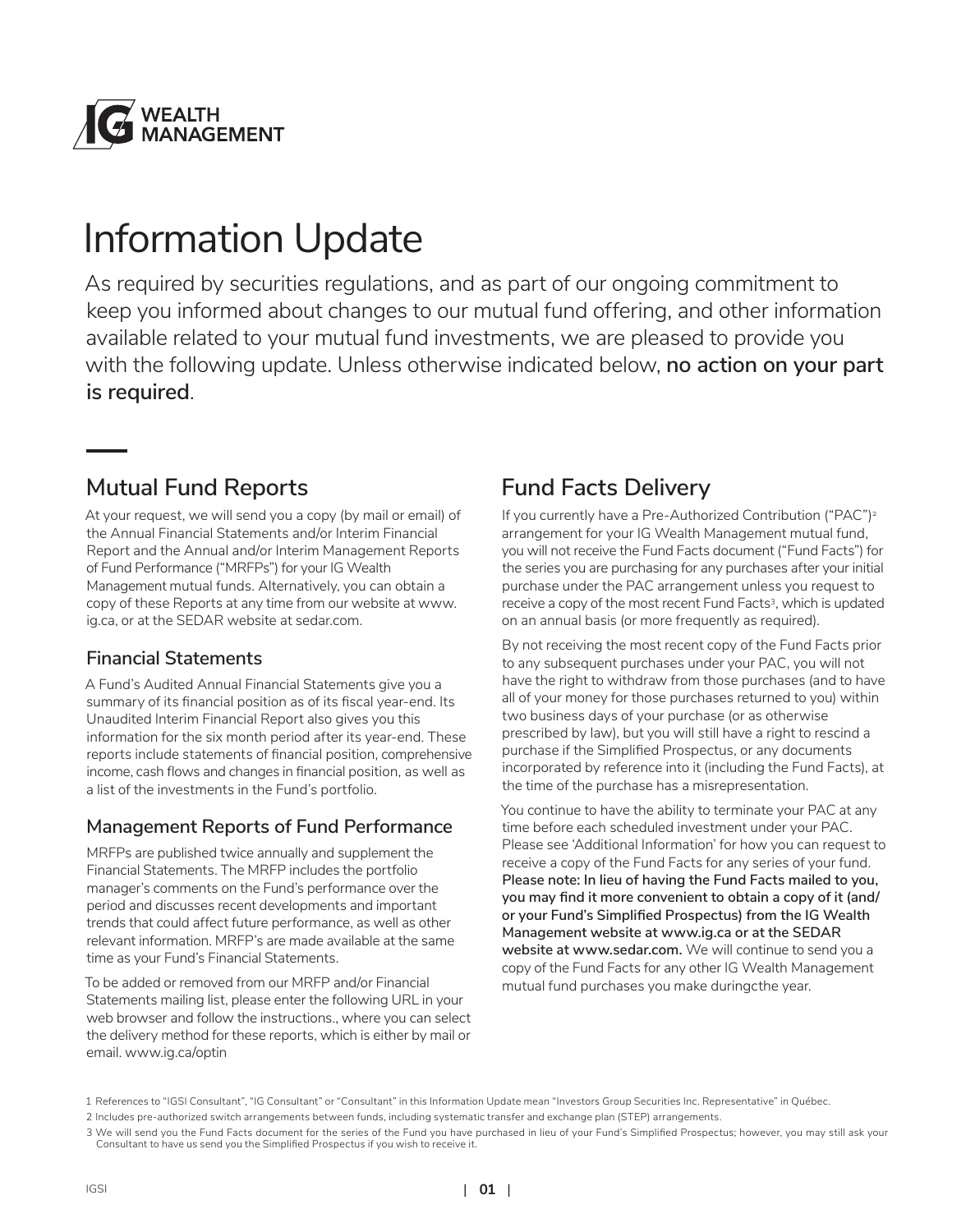# Information Update

As required by securities regulations, and as part of our ongoing commitment to keep you informed about changes to our mutual fund offering, and other information available related to your mutual fund investments, we are pleased to provide you with the following update. Unless otherwise indicated below, **no action on your part is required**.

## Mutual Fund Reports

At your request, we will send you a copy (by mail or email) of the Annual Financial Statements and/or Interim Financial Report and the Annual and/or Interim Management Reports of Fund Performance ("MRFPs") for your IG Wealth Management mutual funds. Alternatively, you can obtain a copy of these Reports at any time from our website at www.ig.ca, or at the SEDAR website at sedar.com.

### Financial Statements

A Fund's Audited Annual Financial Statements give you a summary of its financial position as of its fiscal year-end. Its Unaudited Interim Financial Report also gives you this information for the six month period after its year-end. These reports include statements of financial position, comprehensive income, cash flows and changes in financial position, as well as a list of the investments in the Fund's portfolio.

### Management Reports of Fund Performance

MRFPs are published twice annually and supplement the Financial Statements. The MRFP includes the portfolio manager's comments on the Fund's performance over the period and discusses recent developments and important trends that could affect future performance, as well as other relevant information. MRFP's are made available at the same time as your Fund's Financial Statements.

To be added or removed from our MRFP and/or Financial Statements mailing list, please enter the following URL in your web browser and follow the instructions., where you can select the delivery method for these reports, which is either by mail or email. www.ig.ca/optin

## Fund Facts Delivery

If you currently have a Pre-Authorized Contribution ("PAC")[2] arrangement for your IG Wealth Management mutual fund, you will not receive the Fund Facts document ("Fund Facts") for the series you are purchasing for any purchases after your initial purchase under the PAC arrangement unless you request to receive a copy of the most recent Fund Facts[3], which is updated on an annual basis (or more frequently as required).

By not receiving the most recent copy of the Fund Facts prior to any subsequent purchases under your PAC, you will not have the right to withdraw from those purchases (and to have all of your money for those purchases returned to you) within two business days of your purchase (or as otherwise prescribed by law), but you will still have a right to rescind a purchase if the Simplified Prospectus, or any documents incorporated by reference into it (including the Fund Facts), at the time of the purchase has a misrepresentation.

You continue to have the ability to terminate your PAC at any time before each scheduled investment under your PAC. Please see 'Additional Information' for how you can request to receive a copy of the Fund Facts for any series of your fund. **Please note: In lieu of having the Fund Facts mailed to you, you may find it more convenient to obtain a copy of it (and/or your Fund's Simplified Prospectus) from the IG Wealth Management website at www.ig.ca or at the SEDAR website at www.sedar.com.** We will continue to send you a copy of the Fund Facts for any other IG Wealth Management mutual fund purchases you make duringcthe year.

1 References to "IGSI Consultant", "IG Consultant" or "Consultant" in this Information Update mean "Investors Group Securities Inc. Representative" in Québec.

2 Includes pre-authorized switch arrangements between funds, including systematic transfer and exchange plan (STEP) arrangements.

3 We will send you the Fund Facts document for the series of the Fund you have purchased in lieu of your Fund's Simplified Prospectus; however, you may still ask your Consultant to have us send you the Simplified Prospectus if you wish to receive it.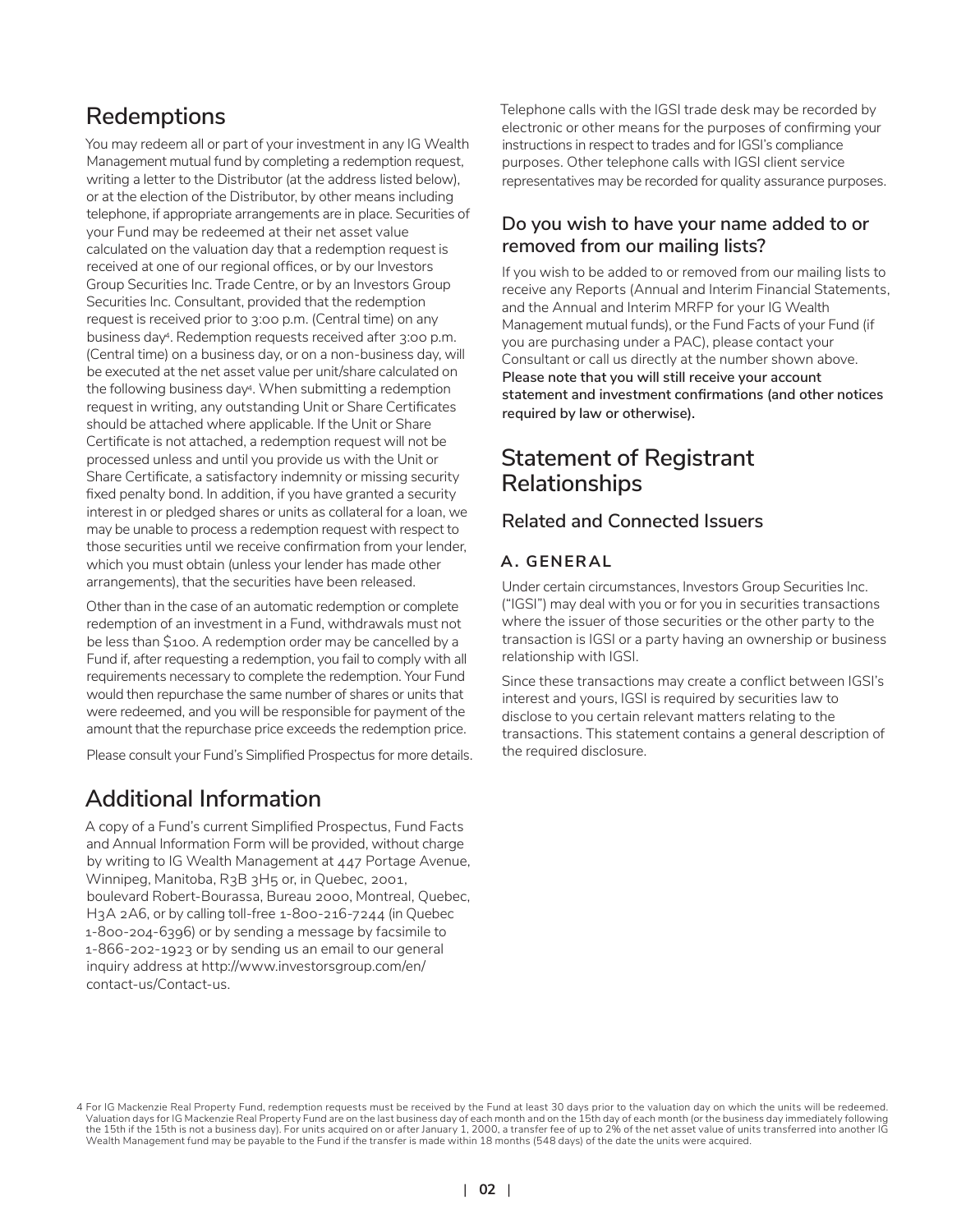## Redemptions

You may redeem all or part of your investment in any IG Wealth Management mutual fund by completing a redemption request, writing a letter to the Distributor (at the address listed below), or at the election of the Distributor, by other means including telephone, if appropriate arrangements are in place. Securities of your Fund may be redeemed at their net asset value calculated on the valuation day that a redemption request is received at one of our regional offices, or by our Investors Group Securities Inc. Trade Centre, or by an Investors Group Securities Inc. Consultant, provided that the redemption request is received prior to 3:00 p.m. (Central time) on any business day[4]. Redemption requests received after 3:00 p.m. (Central time) on a business day, or on a non-business day, will be executed at the net asset value per unit/share calculated on the following business day[4]. When submitting a redemption request in writing, any outstanding Unit or Share Certificates should be attached where applicable. If the Unit or Share Certificate is not attached, a redemption request will not be processed unless and until you provide us with the Unit or Share Certificate, a satisfactory indemnity or missing security fixed penalty bond. In addition, if you have granted a security interest in or pledged shares or units as collateral for a loan, we may be unable to process a redemption request with respect to those securities until we receive confirmation from your lender, which you must obtain (unless your lender has made other arrangements), that the securities have been released.

Other than in the case of an automatic redemption or complete redemption of an investment in a Fund, withdrawals must not be less than $100. A redemption order may be cancelled by a Fund if, after requesting a redemption, you fail to comply with all requirements necessary to complete the redemption. Your Fund would then repurchase the same number of shares or units that were redeemed, and you will be responsible for payment of the amount that the repurchase price exceeds the redemption price.

Please consult your Fund's Simplified Prospectus for more details.

## Additional Information

A copy of a Fund's current Simplified Prospectus, Fund Facts and Annual Information Form will be provided, without charge by writing to IG Wealth Management at 447 Portage Avenue, Winnipeg, Manitoba, R3B 3H5 or, in Quebec, 2001, boulevard Robert-Bourassa, Bureau 2000, Montreal, Quebec, H3A 2A6, or by calling toll-free 1-800-216-7244 (in Quebec 1-800-204-6396) or by sending a message by facsimile to 1-866-202-1923 or by sending us an email to our general inquiry address at http://www.investorsgroup.com/en/contact-us/Contact-us.

Telephone calls with the IGSI trade desk may be recorded by electronic or other means for the purposes of confirming your instructions in respect to trades and for IGSI's compliance purposes. Other telephone calls with IGSI client service representatives may be recorded for quality assurance purposes.

### Do you wish to have your name added to or removed from our mailing lists?

If you wish to be added to or removed from our mailing lists to receive any Reports (Annual and Interim Financial Statements, and the Annual and Interim MRFP for your IG Wealth Management mutual funds), or the Fund Facts of your Fund (if you are purchasing under a PAC), please contact your Consultant or call us directly at the number shown above. **Please note that you will still receive your account statement and investment confirmations (and other notices required by law or otherwise).**

## Statement of Registrant Relationships

### Related and Connected Issuers

#### A. GENERAL

Under certain circumstances, Investors Group Securities Inc. ("IGSI") may deal with you or for you in securities transactions where the issuer of those securities or the other party to the transaction is IGSI or a party having an ownership or business relationship with IGSI.

Since these transactions may create a conflict between IGSI's interest and yours, IGSI is required by securities law to disclose to you certain relevant matters relating to the transactions. This statement contains a general description of the required disclosure.

4 For IG Mackenzie Real Property Fund, redemption requests must be received by the Fund at least 30 days prior to the valuation day on which the units will be redeemed. Valuation days for IG Mackenzie Real Property Fund are on the last business day of each month and on the 15th day of each month (or the business day immediately following the 15th if the 15th is not a business day). For units acquired on or after January 1, 2000, a transfer fee of up to 2% of the net asset value of units transferred into another IG Wealth Management fund may be payable to the Fund if the transfer is made within 18 months (548 days) of the date the units were acquired.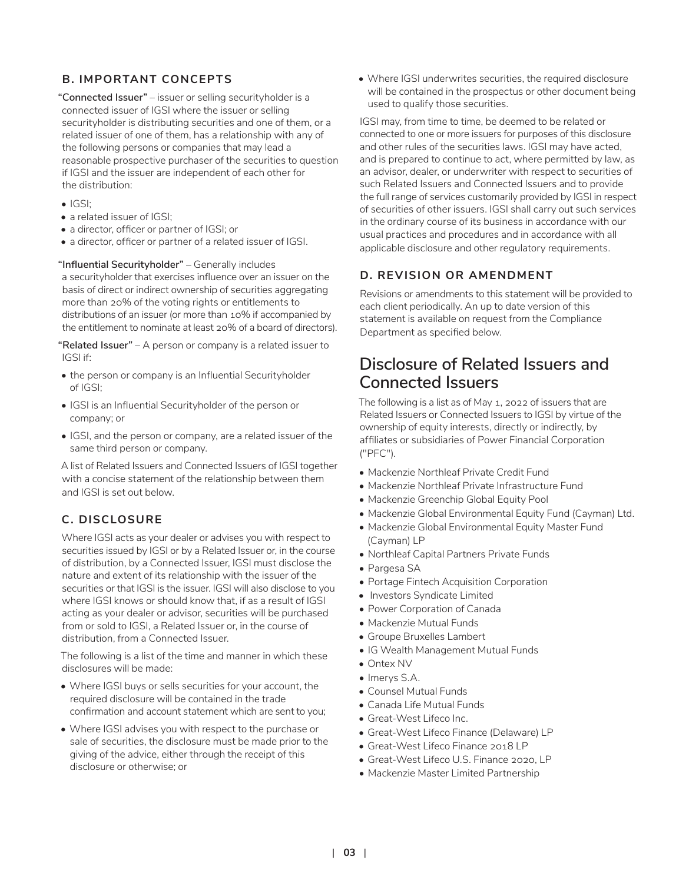## B. IMPORTANT CONCEPTS

**"Connected Issuer"** – issuer or selling securityholder is a connected issuer of IGSI where the issuer or selling securityholder is distributing securities and one of them, or a related issuer of one of them, has a relationship with any of the following persons or companies that may lead a reasonable prospective purchaser of the securities to question if IGSI and the issuer are independent of each other for the distribution:

- IGSI;
- a related issuer of IGSI;
- a director, officer or partner of IGSI; or
- a director, officer or partner of a related issuer of IGSI.

**"Influential Securityholder"** – Generally includes a securityholder that exercises influence over an issuer on the basis of direct or indirect ownership of securities aggregating more than 20% of the voting rights or entitlements to distributions of an issuer (or more than 10% if accompanied by the entitlement to nominate at least 20% of a board of directors).

**"Related Issuer"** – A person or company is a related issuer to IGSI if:

- the person or company is an Influential Securityholder of IGSI;
- IGSI is an Influential Securityholder of the person or company; or
- IGSI, and the person or company, are a related issuer of the same third person or company.

A list of Related Issuers and Connected Issuers of IGSI together with a concise statement of the relationship between them and IGSI is set out below.

## C. DISCLOSURE

Where IGSI acts as your dealer or advises you with respect to securities issued by IGSI or by a Related Issuer or, in the course of distribution, by a Connected Issuer, IGSI must disclose the nature and extent of its relationship with the issuer of the securities or that IGSI is the issuer. IGSI will also disclose to you where IGSI knows or should know that, if as a result of IGSI acting as your dealer or advisor, securities will be purchased from or sold to IGSI, a Related Issuer or, in the course of distribution, from a Connected Issuer.

The following is a list of the time and manner in which these disclosures will be made:

- Where IGSI buys or sells securities for your account, the required disclosure will be contained in the trade confirmation and account statement which are sent to you;
- Where IGSI advises you with respect to the purchase or sale of securities, the disclosure must be made prior to the giving of the advice, either through the receipt of this disclosure or otherwise; or
- Where IGSI underwrites securities, the required disclosure will be contained in the prospectus or other document being used to qualify those securities.

IGSI may, from time to time, be deemed to be related or connected to one or more issuers for purposes of this disclosure and other rules of the securities laws. IGSI may have acted, and is prepared to continue to act, where permitted by law, as an advisor, dealer, or underwriter with respect to securities of such Related Issuers and Connected Issuers and to provide the full range of services customarily provided by IGSI in respect of securities of other issuers. IGSI shall carry out such services in the ordinary course of its business in accordance with our usual practices and procedures and in accordance with all applicable disclosure and other regulatory requirements.

## D. REVISION OR AMENDMENT

Revisions or amendments to this statement will be provided to each client periodically. An up to date version of this statement is available on request from the Compliance Department as specified below.

# Disclosure of Related Issuers and Connected Issuers

The following is a list as of May 1, 2022 of issuers that are Related Issuers or Connected Issuers to IGSI by virtue of the ownership of equity interests, directly or indirectly, by affiliates or subsidiaries of Power Financial Corporation ("PFC").

- Mackenzie Northleaf Private Credit Fund
- Mackenzie Northleaf Private Infrastructure Fund
- Mackenzie Greenchip Global Equity Pool
- Mackenzie Global Environmental Equity Fund (Cayman) Ltd.
- Mackenzie Global Environmental Equity Master Fund (Cayman) LP
- Northleaf Capital Partners Private Funds
- Pargesa SA
- Portage Fintech Acquisition Corporation
- Investors Syndicate Limited
- Power Corporation of Canada
- Mackenzie Mutual Funds
- Groupe Bruxelles Lambert
- IG Wealth Management Mutual Funds
- Ontex NV
- Imerys S.A.
- Counsel Mutual Funds
- Canada Life Mutual Funds
- Great-West Lifeco Inc.
- Great-West Lifeco Finance (Delaware) LP
- Great-West Lifeco Finance 2018 LP
- Great-West Lifeco U.S. Finance 2020, LP
- Mackenzie Master Limited Partnership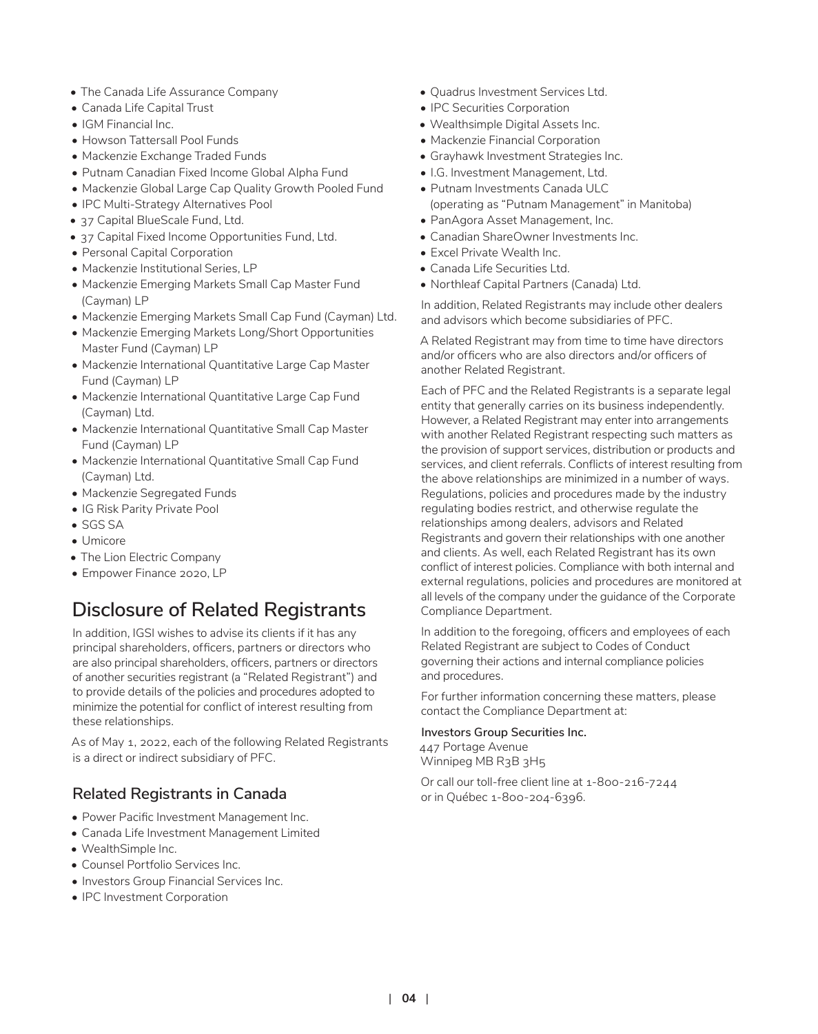- The Canada Life Assurance Company
- Canada Life Capital Trust
- IGM Financial Inc.
- Howson Tattersall Pool Funds
- Mackenzie Exchange Traded Funds
- Putnam Canadian Fixed Income Global Alpha Fund
- Mackenzie Global Large Cap Quality Growth Pooled Fund
- IPC Multi-Strategy Alternatives Pool
- 37 Capital BlueScale Fund, Ltd.
- 37 Capital Fixed Income Opportunities Fund, Ltd.
- Personal Capital Corporation
- Mackenzie Institutional Series, LP
- Mackenzie Emerging Markets Small Cap Master Fund (Cayman) LP
- Mackenzie Emerging Markets Small Cap Fund (Cayman) Ltd.
- Mackenzie Emerging Markets Long/Short Opportunities Master Fund (Cayman) LP
- Mackenzie International Quantitative Large Cap Master Fund (Cayman) LP
- Mackenzie International Quantitative Large Cap Fund (Cayman) Ltd.
- Mackenzie International Quantitative Small Cap Master Fund (Cayman) LP
- Mackenzie International Quantitative Small Cap Fund (Cayman) Ltd.
- Mackenzie Segregated Funds
- IG Risk Parity Private Pool
- SGS SA
- Umicore
- The Lion Electric Company
- Empower Finance 2020, LP

## Disclosure of Related Registrants

In addition, IGSI wishes to advise its clients if it has any principal shareholders, officers, partners or directors who are also principal shareholders, officers, partners or directors of another securities registrant (a "Related Registrant") and to provide details of the policies and procedures adopted to minimize the potential for conflict of interest resulting from these relationships.

As of May 1, 2022, each of the following Related Registrants is a direct or indirect subsidiary of PFC.

### Related Registrants in Canada

- Power Pacific Investment Management Inc.
- Canada Life Investment Management Limited
- WealthSimple Inc.
- Counsel Portfolio Services Inc.
- Investors Group Financial Services Inc.
- IPC Investment Corporation
- Quadrus Investment Services Ltd.
- IPC Securities Corporation
- Wealthsimple Digital Assets Inc.
- Mackenzie Financial Corporation
- Grayhawk Investment Strategies Inc.
- I.G. Investment Management, Ltd.
- Putnam Investments Canada ULC (operating as "Putnam Management" in Manitoba)
- PanAgora Asset Management, Inc.
- Canadian ShareOwner Investments Inc.
- Excel Private Wealth Inc.
- Canada Life Securities Ltd.
- Northleaf Capital Partners (Canada) Ltd.

In addition, Related Registrants may include other dealers and advisors which become subsidiaries of PFC.

A Related Registrant may from time to time have directors and/or officers who are also directors and/or officers of another Related Registrant.

Each of PFC and the Related Registrants is a separate legal entity that generally carries on its business independently. However, a Related Registrant may enter into arrangements with another Related Registrant respecting such matters as the provision of support services, distribution or products and services, and client referrals. Conflicts of interest resulting from the above relationships are minimized in a number of ways. Regulations, policies and procedures made by the industry regulating bodies restrict, and otherwise regulate the relationships among dealers, advisors and Related Registrants and govern their relationships with one another and clients. As well, each Related Registrant has its own conflict of interest policies. Compliance with both internal and external regulations, policies and procedures are monitored at all levels of the company under the guidance of the Corporate Compliance Department.

In addition to the foregoing, officers and employees of each Related Registrant are subject to Codes of Conduct governing their actions and internal compliance policies and procedures.

For further information concerning these matters, please contact the Compliance Department at:

**Investors Group Securities Inc.**
447 Portage Avenue
Winnipeg MB R3B 3H5

Or call our toll-free client line at 1-800-216-7244 or in Québec 1-800-204-6396.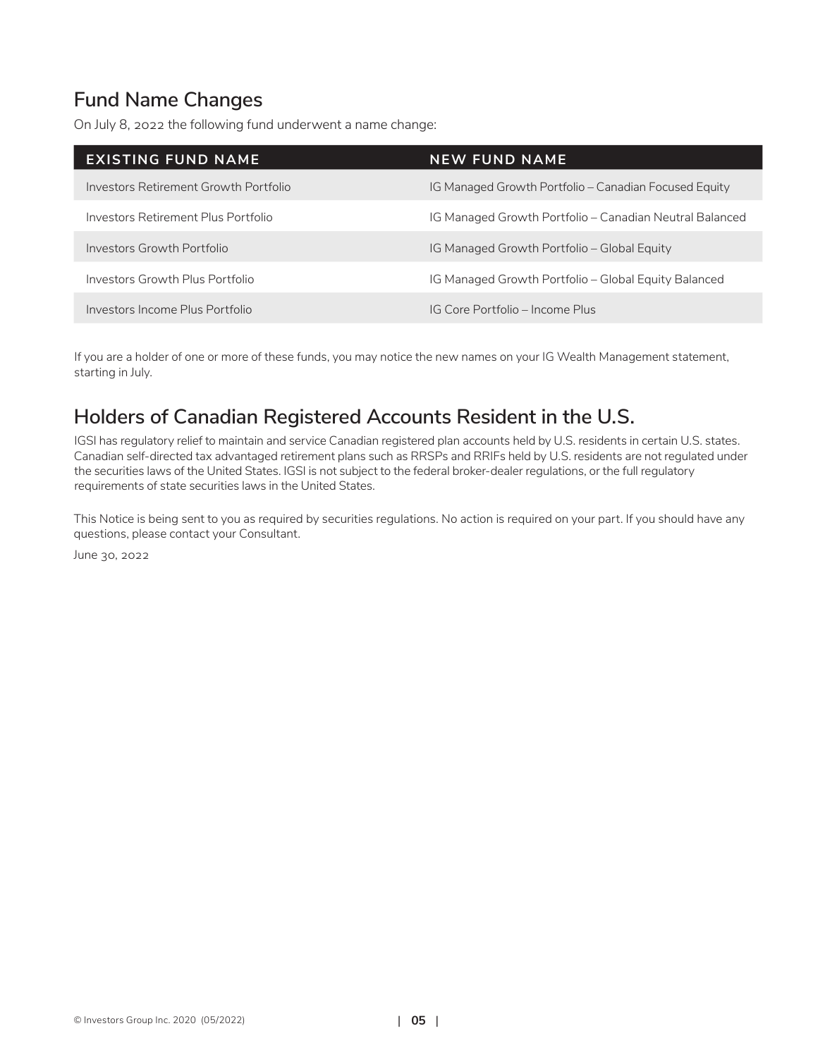## Fund Name Changes

On July 8, 2022 the following fund underwent a name change:

| EXISTING FUND NAME | NEW FUND NAME |
| --- | --- |
| Investors Retirement Growth Portfolio | IG Managed Growth Portfolio – Canadian Focused Equity |
| Investors Retirement Plus Portfolio | IG Managed Growth Portfolio – Canadian Neutral Balanced |
| Investors Growth Portfolio | IG Managed Growth Portfolio – Global Equity |
| Investors Growth Plus Portfolio | IG Managed Growth Portfolio – Global Equity Balanced |
| Investors Income Plus Portfolio | IG Core Portfolio – Income Plus |

If you are a holder of one or more of these funds, you may notice the new names on your IG Wealth Management statement, starting in July.

## Holders of Canadian Registered Accounts Resident in the U.S.

IGSI has regulatory relief to maintain and service Canadian registered plan accounts held by U.S. residents in certain U.S. states. Canadian self-directed tax advantaged retirement plans such as RRSPs and RRIFs held by U.S. residents are not regulated under the securities laws of the United States. IGSI is not subject to the federal broker-dealer regulations, or the full regulatory requirements of state securities laws in the United States.

This Notice is being sent to you as required by securities regulations. No action is required on your part. If you should have any questions, please contact your Consultant.

June 30, 2022

© Investors Group Inc. 2020 (05/2022)